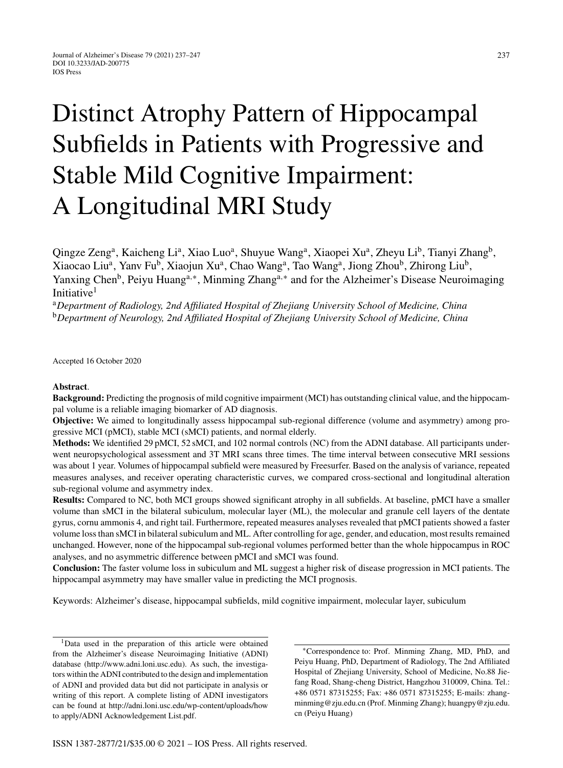# Distinct Atrophy Pattern of Hippocampal Subfields in Patients with Progressive and Stable Mild Cognitive Impairment: A Longitudinal MRI Study

Qingze Zeng[a], Kaicheng Li[a], Xiao Luo[a], Shuyue Wang[a], Xiaopei Xu[a], Zheyu Li[b], Tianyi Zhang[b], Xiaocao Liu[a], Yanv Fu[b], Xiaojun Xu[a], Chao Wang[a], Tao Wang[a], Jiong Zhou[b], Zhirong Liu[b], Yanxing Chen[b], Peiyu Huang[a,*], Minming Zhang[a,*] and for the Alzheimer's Disease Neuroimaging Initiative[1]

[a]*Department of Radiology, 2nd Affiliated Hospital of Zhejiang University School of Medicine, China*
[b]*Department of Neurology, 2nd Affiliated Hospital of Zhejiang University School of Medicine, China*

Accepted 16 October 2020

**Abstract**.

**Background:** Predicting the prognosis of mild cognitive impairment (MCI) has outstanding clinical value, and the hippocampal volume is a reliable imaging biomarker of AD diagnosis.

**Objective:** We aimed to longitudinally assess hippocampal sub-regional difference (volume and asymmetry) among progressive MCI (pMCI), stable MCI (sMCI) patients, and normal elderly.

**Methods:** We identified 29 pMCI, 52 sMCI, and 102 normal controls (NC) from the ADNI database. All participants underwent neuropsychological assessment and 3T MRI scans three times. The time interval between consecutive MRI sessions was about 1 year. Volumes of hippocampal subfield were measured by Freesurfer. Based on the analysis of variance, repeated measures analyses, and receiver operating characteristic curves, we compared cross-sectional and longitudinal alteration sub-regional volume and asymmetry index.

**Results:** Compared to NC, both MCI groups showed significant atrophy in all subfields. At baseline, pMCI have a smaller volume than sMCI in the bilateral subiculum, molecular layer (ML), the molecular and granule cell layers of the dentate gyrus, cornu ammonis 4, and right tail. Furthermore, repeated measures analyses revealed that pMCI patients showed a faster volume loss than sMCI in bilateral subiculum and ML. After controlling for age, gender, and education, most results remained unchanged. However, none of the hippocampal sub-regional volumes performed better than the whole hippocampus in ROC analyses, and no asymmetric difference between pMCI and sMCI was found.

**Conclusion:** The faster volume loss in subiculum and ML suggest a higher risk of disease progression in MCI patients. The hippocampal asymmetry may have smaller value in predicting the MCI prognosis.

Keywords: Alzheimer's disease, hippocampal subfields, mild cognitive impairment, molecular layer, subiculum

[1]Data used in the preparation of this article were obtained from the Alzheimer's disease Neuroimaging Initiative (ADNI) database (http://www.adni.loni.usc.edu). As such, the investigators within the ADNI contributed to the design and implementation of ADNI and provided data but did not participate in analysis or writing of this report. A complete listing of ADNI investigators can be found at http://adni.loni.usc.edu/wp-content/uploads/how to apply/ADNI Acknowledgement List.pdf.

*Correspondence to: Prof. Minming Zhang, MD, PhD, and Peiyu Huang, PhD, Department of Radiology, The 2nd Affiliated Hospital of Zhejiang University, School of Medicine, No.88 Jiefang Road, Shang-cheng District, Hangzhou 310009, China. Tel.: +86 0571 87315255; Fax: +86 0571 87315255; E-mails: zhangminming@zju.edu.cn (Prof. Minming Zhang); huangpy@zju.edu.cn (Peiyu Huang)

ISSN 1387-2877/21/$35.00 © 2021 – IOS Press. All rights reserved.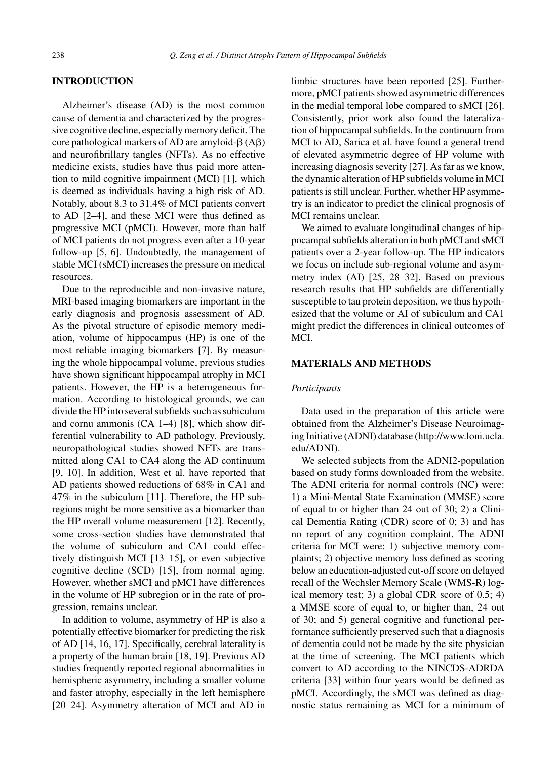## INTRODUCTION

Alzheimer's disease (AD) is the most common cause of dementia and characterized by the progressive cognitive decline, especially memory deficit. The core pathological markers of AD are amyloid-β (Aβ) and neurofibrillary tangles (NFTs). As no effective medicine exists, studies have thus paid more attention to mild cognitive impairment (MCI) [1], which is deemed as individuals having a high risk of AD. Notably, about 8.3 to 31.4% of MCI patients convert to AD [2–4], and these MCI were thus defined as progressive MCI (pMCI). However, more than half of MCI patients do not progress even after a 10-year follow-up [5, 6]. Undoubtedly, the management of stable MCI (sMCI) increases the pressure on medical resources.

Due to the reproducible and non-invasive nature, MRI-based imaging biomarkers are important in the early diagnosis and prognosis assessment of AD. As the pivotal structure of episodic memory mediation, volume of hippocampus (HP) is one of the most reliable imaging biomarkers [7]. By measuring the whole hippocampal volume, previous studies have shown significant hippocampal atrophy in MCI patients. However, the HP is a heterogeneous formation. According to histological grounds, we can divide the HP into several subfields such as subiculum and cornu ammonis (CA 1–4) [8], which show differential vulnerability to AD pathology. Previously, neuropathological studies showed NFTs are transmitted along CA1 to CA4 along the AD continuum [9, 10]. In addition, West et al. have reported that AD patients showed reductions of 68% in CA1 and 47% in the subiculum [11]. Therefore, the HP subregions might be more sensitive as a biomarker than the HP overall volume measurement [12]. Recently, some cross-section studies have demonstrated that the volume of subiculum and CA1 could effectively distinguish MCI [13–15], or even subjective cognitive decline (SCD) [15], from normal aging. However, whether sMCI and pMCI have differences in the volume of HP subregion or in the rate of progression, remains unclear.

In addition to volume, asymmetry of HP is also a potentially effective biomarker for predicting the risk of AD [14, 16, 17]. Specifically, cerebral laterality is a property of the human brain [18, 19]. Previous AD studies frequently reported regional abnormalities in hemispheric asymmetry, including a smaller volume and faster atrophy, especially in the left hemisphere [20–24]. Asymmetry alteration of MCI and AD in limbic structures have been reported [25]. Furthermore, pMCI patients showed asymmetric differences in the medial temporal lobe compared to sMCI [26]. Consistently, prior work also found the lateralization of hippocampal subfields. In the continuum from MCI to AD, Sarica et al. have found a general trend of elevated asymmetric degree of HP volume with increasing diagnosis severity [27]. As far as we know, the dynamic alteration of HP subfields volume in MCI patients is still unclear. Further, whether HP asymmetry is an indicator to predict the clinical prognosis of MCI remains unclear.

We aimed to evaluate longitudinal changes of hippocampal subfields alteration in both pMCI and sMCI patients over a 2-year follow-up. The HP indicators we focus on include sub-regional volume and asymmetry index (AI) [25, 28–32]. Based on previous research results that HP subfields are differentially susceptible to tau protein deposition, we thus hypothesized that the volume or AI of subiculum and CA1 might predict the differences in clinical outcomes of MCI.

## MATERIALS AND METHODS

### *Participants*

Data used in the preparation of this article were obtained from the Alzheimer's Disease Neuroimaging Initiative (ADNI) database (http://www.loni.ucla.edu/ADNI).

We selected subjects from the ADNI2-population based on study forms downloaded from the website. The ADNI criteria for normal controls (NC) were: 1) a Mini-Mental State Examination (MMSE) score of equal to or higher than 24 out of 30; 2) a Clinical Dementia Rating (CDR) score of 0; 3) and has no report of any cognition complaint. The ADNI criteria for MCI were: 1) subjective memory complaints; 2) objective memory loss defined as scoring below an education-adjusted cut-off score on delayed recall of the Wechsler Memory Scale (WMS-R) logical memory test; 3) a global CDR score of 0.5; 4) a MMSE score of equal to, or higher than, 24 out of 30; and 5) general cognitive and functional performance sufficiently preserved such that a diagnosis of dementia could not be made by the site physician at the time of screening. The MCI patients which convert to AD according to the NINCDS-ADRDA criteria [33] within four years would be defined as pMCI. Accordingly, the sMCI was defined as diagnostic status remaining as MCI for a minimum of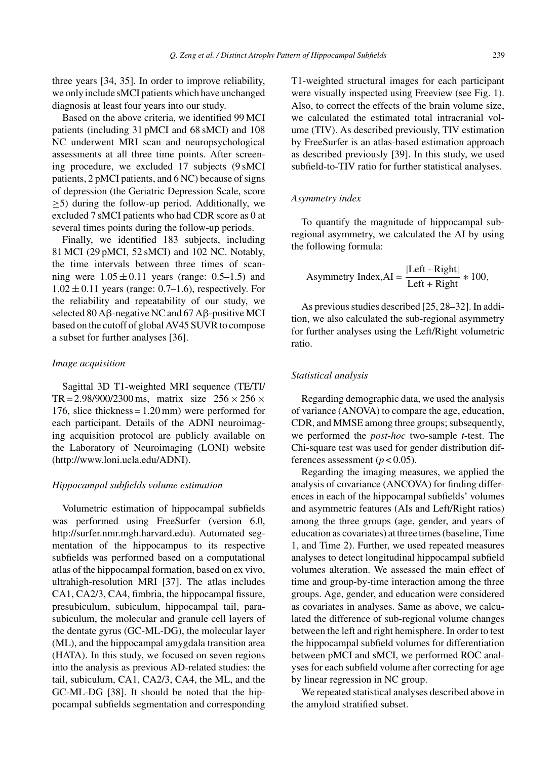three years [34, 35]. In order to improve reliability, we only include sMCI patients which have unchanged diagnosis at least four years into our study.

Based on the above criteria, we identified 99 MCI patients (including 31 pMCI and 68 sMCI) and 108 NC underwent MRI scan and neuropsychological assessments at all three time points. After screening procedure, we excluded 17 subjects (9 sMCI patients, 2 pMCI patients, and 6 NC) because of signs of depression (the Geriatric Depression Scale, score $\geq 5$) during the follow-up period. Additionally, we excluded 7 sMCI patients who had CDR score as 0 at several times points during the follow-up periods.

Finally, we identified 183 subjects, including 81 MCI (29 pMCI, 52 sMCI) and 102 NC. Notably, the time intervals between three times of scanning were $1.05 \pm 0.11$ years (range: 0.5–1.5) and $1.02 \pm 0.11$ years (range: 0.7–1.6), respectively. For the reliability and repeatability of our study, we selected 80 Aβ-negative NC and 67 Aβ-positive MCI based on the cutoff of global AV45 SUVR to compose a subset for further analyses [36].

*Image acquisition*

Sagittal 3D T1-weighted MRI sequence (TE/TI/TR = 2.98/900/2300 ms, matrix size $256 \times 256 \times 176$, slice thickness = 1.20 mm) were performed for each participant. Details of the ADNI neuroimaging acquisition protocol are publicly available on the Laboratory of Neuroimaging (LONI) website (http://www.loni.ucla.edu/ADNI).

*Hippocampal subfields volume estimation*

Volumetric estimation of hippocampal subfields was performed using FreeSurfer (version 6.0, http://surfer.nmr.mgh.harvard.edu). Automated segmentation of the hippocampus to its respective subfields was performed based on a computational atlas of the hippocampal formation, based on ex vivo, ultrahigh-resolution MRI [37]. The atlas includes CA1, CA2/3, CA4, fimbria, the hippocampal fissure, presubiculum, subiculum, hippocampal tail, parasubiculum, the molecular and granule cell layers of the dentate gyrus (GC-ML-DG), the molecular layer (ML), and the hippocampal amygdala transition area (HATA). In this study, we focused on seven regions into the analysis as previous AD-related studies: the tail, subiculum, CA1, CA2/3, CA4, the ML, and the GC-ML-DG [38]. It should be noted that the hippocampal subfields segmentation and corresponding T1-weighted structural images for each participant were visually inspected using Freeview (see Fig. 1). Also, to correct the effects of the brain volume size, we calculated the estimated total intracranial volume (TIV). As described previously, TIV estimation by FreeSurfer is an atlas-based estimation approach as described previously [39]. In this study, we used subfield-to-TIV ratio for further statistical analyses.

*Asymmetry index*

To quantify the magnitude of hippocampal subregional asymmetry, we calculated the AI by using the following formula:

$$\text{Asymmetry Index,AI} = \frac{|\text{Left - Right}|}{\text{Left + Right}} * 100,$$

As previous studies described [25, 28–32]. In addition, we also calculated the sub-regional asymmetry for further analyses using the Left/Right volumetric ratio.

*Statistical analysis*

Regarding demographic data, we used the analysis of variance (ANOVA) to compare the age, education, CDR, and MMSE among three groups; subsequently, we performed the *post-hoc* two-sample *t*-test. The Chi-square test was used for gender distribution differences assessment ($p < 0.05$).

Regarding the imaging measures, we applied the analysis of covariance (ANCOVA) for finding differences in each of the hippocampal subfields' volumes and asymmetric features (AIs and Left/Right ratios) among the three groups (age, gender, and years of education as covariates) at three times (baseline, Time 1, and Time 2). Further, we used repeated measures analyses to detect longitudinal hippocampal subfield volumes alteration. We assessed the main effect of time and group-by-time interaction among the three groups. Age, gender, and education were considered as covariates in analyses. Same as above, we calculated the difference of sub-regional volume changes between the left and right hemisphere. In order to test the hippocampal subfield volumes for differentiation between pMCI and sMCI, we performed ROC analyses for each subfield volume after correcting for age by linear regression in NC group.

We repeated statistical analyses described above in the amyloid stratified subset.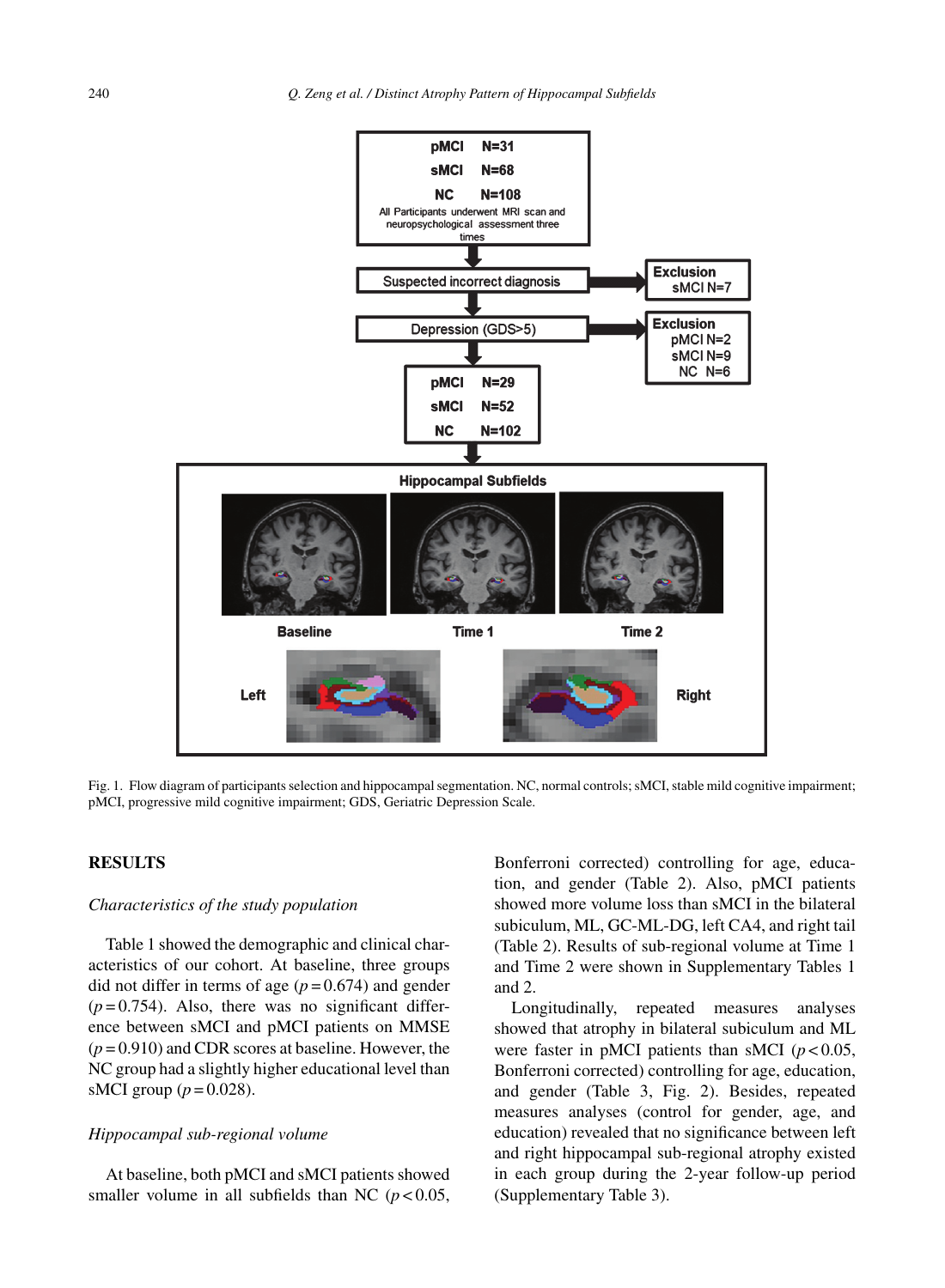Fig. 1. Flow diagram of participants selection and hippocampal segmentation. NC, normal controls; sMCI, stable mild cognitive impairment; pMCI, progressive mild cognitive impairment; GDS, Geriatric Depression Scale.

## RESULTS

### *Characteristics of the study population*

Table 1 showed the demographic and clinical characteristics of our cohort. At baseline, three groups did not differ in terms of age ($p = 0.674$) and gender ($p = 0.754$). Also, there was no significant difference between sMCI and pMCI patients on MMSE ($p = 0.910$) and CDR scores at baseline. However, the NC group had a slightly higher educational level than sMCI group ($p = 0.028$).

### *Hippocampal sub-regional volume*

At baseline, both pMCI and sMCI patients showed smaller volume in all subfields than NC ($p < 0.05$, Bonferroni corrected) controlling for age, education, and gender (Table 2). Also, pMCI patients showed more volume loss than sMCI in the bilateral subiculum, ML, GC-ML-DG, left CA4, and right tail (Table 2). Results of sub-regional volume at Time 1 and Time 2 were shown in Supplementary Tables 1 and 2.

Longitudinally, repeated measures analyses showed that atrophy in bilateral subiculum and ML were faster in pMCI patients than sMCI ($p < 0.05$, Bonferroni corrected) controlling for age, education, and gender (Table 3, Fig. 2). Besides, repeated measures analyses (control for gender, age, and education) revealed that no significance between left and right hippocampal sub-regional atrophy existed in each group during the 2-year follow-up period (Supplementary Table 3).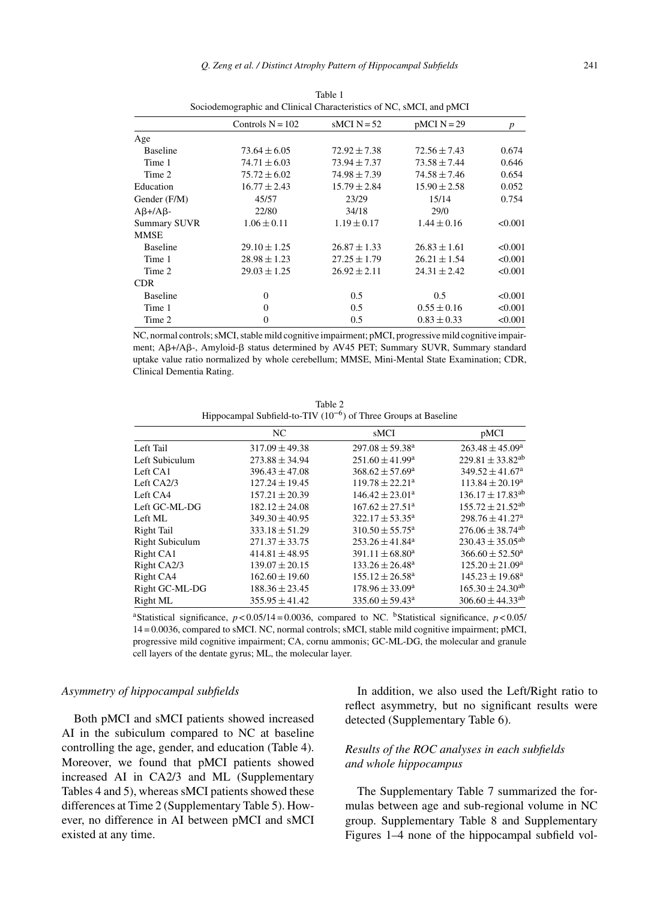Table 1
Sociodemographic and Clinical Characteristics of NC, sMCI, and pMCI

| | Controls N = 102 | sMCI N = 52 | pMCI N = 29 | $p$ |
|---|---|---|---|---|
| Age | | | | |
| Baseline | 73.64 ± 6.05 | 72.92 ± 7.38 | 72.56 ± 7.43 | 0.674 |
| Time 1 | 74.71 ± 6.03 | 73.94 ± 7.37 | 73.58 ± 7.44 | 0.646 |
| Time 2 | 75.72 ± 6.02 | 74.98 ± 7.39 | 74.58 ± 7.46 | 0.654 |
| Education | 16.77 ± 2.43 | 15.79 ± 2.84 | 15.90 ± 2.58 | 0.052 |
| Gender (F/M) | 45/57 | 23/29 | 15/14 | 0.754 |
| Aβ+/Aβ- | 22/80 | 34/18 | 29/0 | |
| Summary SUVR | 1.06 ± 0.11 | 1.19 ± 0.17 | 1.44 ± 0.16 | <0.001 |
| MMSE | | | | |
| Baseline | 29.10 ± 1.25 | 26.87 ± 1.33 | 26.83 ± 1.61 | <0.001 |
| Time 1 | 28.98 ± 1.23 | 27.25 ± 1.79 | 26.21 ± 1.54 | <0.001 |
| Time 2 | 29.03 ± 1.25 | 26.92 ± 2.11 | 24.31 ± 2.42 | <0.001 |
| CDR | | | | |
| Baseline | 0 | 0.5 | 0.5 | <0.001 |
| Time 1 | 0 | 0.5 | 0.55 ± 0.16 | <0.001 |
| Time 2 | 0 | 0.5 | 0.83 ± 0.33 | <0.001 |

NC, normal controls; sMCI, stable mild cognitive impairment; pMCI, progressive mild cognitive impairment; Aβ+/Aβ-, Amyloid-β status determined by AV45 PET; Summary SUVR, Summary standard uptake value ratio normalized by whole cerebellum; MMSE, Mini-Mental State Examination; CDR, Clinical Dementia Rating.

Table 2
Hippocampal Subfield-to-TIV ($10^{-6}$) of Three Groups at Baseline

| | NC | sMCI | pMCI |
|---|---|---|---|
| Left Tail | 317.09 ± 49.38 | 297.08 ± 59.38[a] | 263.48 ± 45.09[a] |
| Left Subiculum | 273.88 ± 34.94 | 251.60 ± 41.99[a] | 229.81 ± 33.82[ab] |
| Left CA1 | 396.43 ± 47.08 | 368.62 ± 57.69[a] | 349.52 ± 41.67[a] |
| Left CA2/3 | 127.24 ± 19.45 | 119.78 ± 22.21[a] | 113.84 ± 20.19[a] |
| Left CA4 | 157.21 ± 20.39 | 146.42 ± 23.01[a] | 136.17 ± 17.83[ab] |
| Left GC-ML-DG | 182.12 ± 24.08 | 167.62 ± 27.51[a] | 155.72 ± 21.52[ab] |
| Left ML | 349.30 ± 40.95 | 322.17 ± 53.35[a] | 298.76 ± 41.27[a] |
| Right Tail | 333.18 ± 51.29 | 310.50 ± 55.75[a] | 276.06 ± 38.74[ab] |
| Right Subiculum | 271.37 ± 33.75 | 253.26 ± 41.84[a] | 230.43 ± 35.05[ab] |
| Right CA1 | 414.81 ± 48.95 | 391.11 ± 68.80[a] | 366.60 ± 52.50[a] |
| Right CA2/3 | 139.07 ± 20.15 | 133.26 ± 26.48[a] | 125.20 ± 21.09[a] |
| Right CA4 | 162.60 ± 19.60 | 155.12 ± 26.58[a] | 145.23 ± 19.68[a] |
| Right GC-ML-DG | 188.36 ± 23.45 | 178.96 ± 33.09[a] | 165.30 ± 24.30[ab] |
| Right ML | 355.95 ± 41.42 | 335.60 ± 59.43[a] | 306.60 ± 44.33[ab] |

[a]Statistical significance, $p < 0.05/14 = 0.0036$, compared to NC. [b]Statistical significance, $p < 0.05/14 = 0.0036$, compared to sMCI. NC, normal controls; sMCI, stable mild cognitive impairment; pMCI, progressive mild cognitive impairment; CA, cornu ammonis; GC-ML-DG, the molecular and granule cell layers of the dentate gyrus; ML, the molecular layer.

### *Asymmetry of hippocampal subfields*

Both pMCI and sMCI patients showed increased AI in the subiculum compared to NC at baseline controlling the age, gender, and education (Table 4). Moreover, we found that pMCI patients showed increased AI in CA2/3 and ML (Supplementary Tables 4 and 5), whereas sMCI patients showed these differences at Time 2 (Supplementary Table 5). However, no difference in AI between pMCI and sMCI existed at any time.

In addition, we also used the Left/Right ratio to reflect asymmetry, but no significant results were detected (Supplementary Table 6).

### *Results of the ROC analyses in each subfields and whole hippocampus*

The Supplementary Table 7 summarized the formulas between age and sub-regional volume in NC group. Supplementary Table 8 and Supplementary Figures 1–4 none of the hippocampal subfield vol-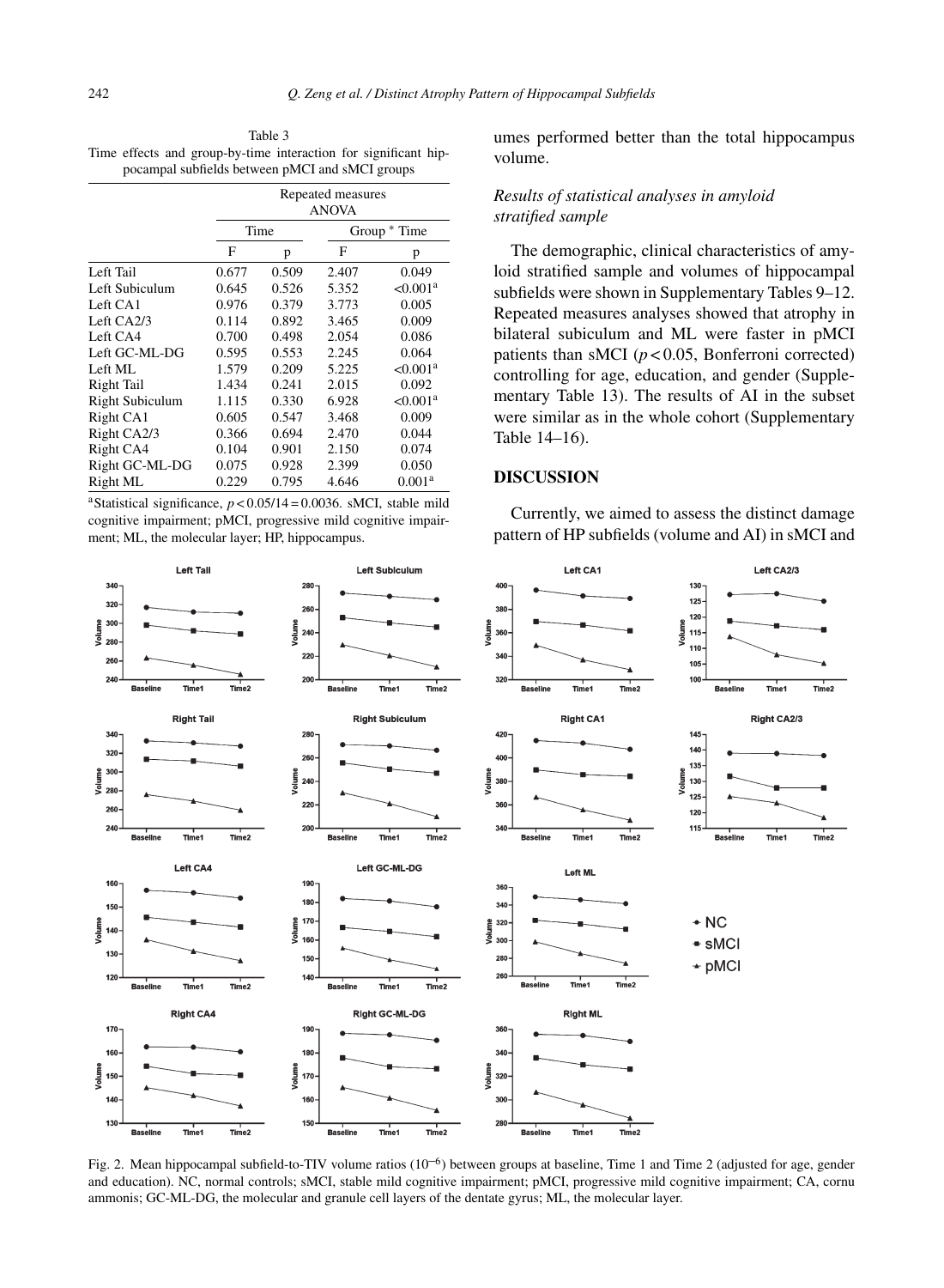Table 3
Time effects and group-by-time interaction for significant hippocampal subfields between pMCI and sMCI groups

| | Repeated measures ANOVA | | | |
|---|---|---|---|---|
| | Time | | Group * Time | |
| | F | p | F | p |
| Left Tail | 0.677 | 0.509 | 2.407 | 0.049 |
| Left Subiculum | 0.645 | 0.526 | 5.352 | <0.001[a] |
| Left CA1 | 0.976 | 0.379 | 3.773 | 0.005 |
| Left CA2/3 | 0.114 | 0.892 | 3.465 | 0.009 |
| Left CA4 | 0.700 | 0.498 | 2.054 | 0.086 |
| Left GC-ML-DG | 0.595 | 0.553 | 2.245 | 0.064 |
| Left ML | 1.579 | 0.209 | 5.225 | <0.001[a] |
| Right Tail | 1.434 | 0.241 | 2.015 | 0.092 |
| Right Subiculum | 1.115 | 0.330 | 6.928 | <0.001[a] |
| Right CA1 | 0.605 | 0.547 | 3.468 | 0.009 |
| Right CA2/3 | 0.366 | 0.694 | 2.470 | 0.044 |
| Right CA4 | 0.104 | 0.901 | 2.150 | 0.074 |
| Right GC-ML-DG | 0.075 | 0.928 | 2.399 | 0.050 |
| Right ML | 0.229 | 0.795 | 4.646 | 0.001[a] |

[a]Statistical significance, $p < 0.05/14 = 0.0036$. sMCI, stable mild cognitive impairment; pMCI, progressive mild cognitive impairment; ML, the molecular layer; HP, hippocampus.

umes performed better than the total hippocampus volume.

### *Results of statistical analyses in amyloid stratified sample*

The demographic, clinical characteristics of amyloid stratified sample and volumes of hippocampal subfields were shown in Supplementary Tables 9–12. Repeated measures analyses showed that atrophy in bilateral subiculum and ML were faster in pMCI patients than sMCI ($p < 0.05$, Bonferroni corrected) controlling for age, education, and gender (Supplementary Table 13). The results of AI in the subset were similar as in the whole cohort (Supplementary Table 14–16).

## DISCUSSION

Currently, we aimed to assess the distinct damage pattern of HP subfields (volume and AI) in sMCI and

Fig. 2. Mean hippocampal subfield-to-TIV volume ratios ($10^{-6}$) between groups at baseline, Time 1 and Time 2 (adjusted for age, gender and education). NC, normal controls; sMCI, stable mild cognitive impairment; pMCI, progressive mild cognitive impairment; CA, cornu ammonis; GC-ML-DG, the molecular and granule cell layers of the dentate gyrus; ML, the molecular layer.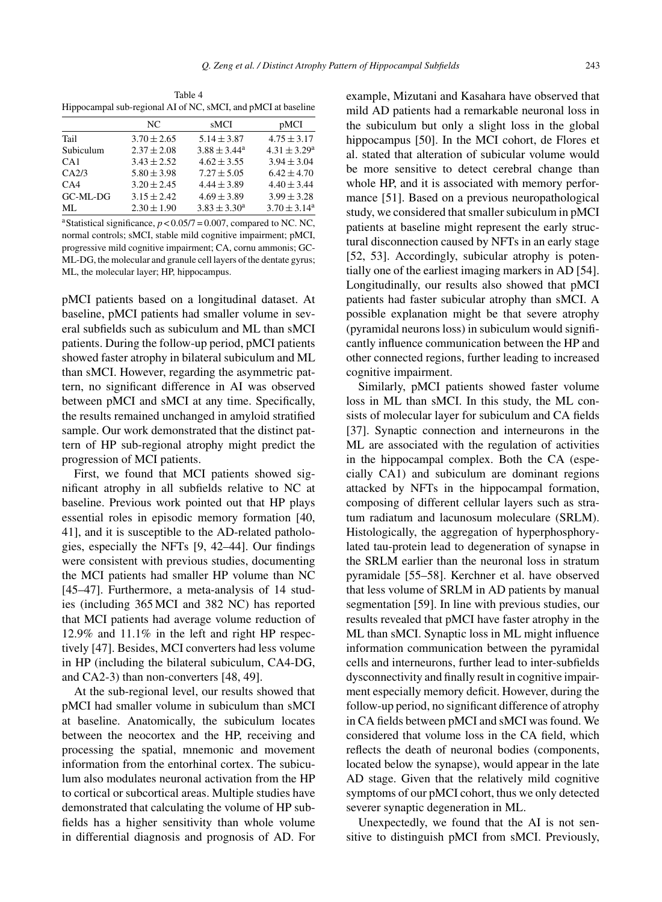Table 4
Hippocampal sub-regional AI of NC, sMCI, and pMCI at baseline

| | NC | sMCI | pMCI |
|---|---|---|---|
| Tail | $3.70 \pm 2.65$ | $5.14 \pm 3.87$ | $4.75 \pm 3.17$ |
| Subiculum | $2.37 \pm 2.08$ | $3.88 \pm 3.44^{a}$ | $4.31 \pm 3.29^{a}$ |
| CA1 | $3.43 \pm 2.52$ | $4.62 \pm 3.55$ | $3.94 \pm 3.04$ |
| CA2/3 | $5.80 \pm 3.98$ | $7.27 \pm 5.05$ | $6.42 \pm 4.70$ |
| CA4 | $3.20 \pm 2.45$ | $4.44 \pm 3.89$ | $4.40 \pm 3.44$ |
| GC-ML-DG | $3.15 \pm 2.42$ | $4.69 \pm 3.89$ | $3.99 \pm 3.28$ |
| ML | $2.30 \pm 1.90$ | $3.83 \pm 3.30^{a}$ | $3.70 \pm 3.14^{a}$ |

[a]Statistical significance, $p < 0.05/7 = 0.007$, compared to NC. NC, normal controls; sMCI, stable mild cognitive impairment; pMCI, progressive mild cognitive impairment; CA, cornu ammonis; GC-ML-DG, the molecular and granule cell layers of the dentate gyrus; ML, the molecular layer; HP, hippocampus.

pMCI patients based on a longitudinal dataset. At baseline, pMCI patients had smaller volume in several subfields such as subiculum and ML than sMCI patients. During the follow-up period, pMCI patients showed faster atrophy in bilateral subiculum and ML than sMCI. However, regarding the asymmetric pattern, no significant difference in AI was observed between pMCI and sMCI at any time. Specifically, the results remained unchanged in amyloid stratified sample. Our work demonstrated that the distinct pattern of HP sub-regional atrophy might predict the progression of MCI patients.

First, we found that MCI patients showed significant atrophy in all subfields relative to NC at baseline. Previous work pointed out that HP plays essential roles in episodic memory formation [40, 41], and it is susceptible to the AD-related pathologies, especially the NFTs [9, 42–44]. Our findings were consistent with previous studies, documenting the MCI patients had smaller HP volume than NC [45–47]. Furthermore, a meta-analysis of 14 studies (including 365 MCI and 382 NC) has reported that MCI patients had average volume reduction of 12.9% and 11.1% in the left and right HP respectively [47]. Besides, MCI converters had less volume in HP (including the bilateral subiculum, CA4-DG, and CA2-3) than non-converters [48, 49].

At the sub-regional level, our results showed that pMCI had smaller volume in subiculum than sMCI at baseline. Anatomically, the subiculum locates between the neocortex and the HP, receiving and processing the spatial, mnemonic and movement information from the entorhinal cortex. The subiculum also modulates neuronal activation from the HP to cortical or subcortical areas. Multiple studies have demonstrated that calculating the volume of HP subfields has a higher sensitivity than whole volume in differential diagnosis and prognosis of AD. For example, Mizutani and Kasahara have observed that mild AD patients had a remarkable neuronal loss in the subiculum but only a slight loss in the global hippocampus [50]. In the MCI cohort, de Flores et al. stated that alteration of subicular volume would be more sensitive to detect cerebral change than whole HP, and it is associated with memory performance [51]. Based on a previous neuropathological study, we considered that smaller subiculum in pMCI patients at baseline might represent the early structural disconnection caused by NFTs in an early stage [52, 53]. Accordingly, subicular atrophy is potentially one of the earliest imaging markers in AD [54]. Longitudinally, our results also showed that pMCI patients had faster subicular atrophy than sMCI. A possible explanation might be that severe atrophy (pyramidal neurons loss) in subiculum would significantly influence communication between the HP and other connected regions, further leading to increased cognitive impairment.

Similarly, pMCI patients showed faster volume loss in ML than sMCI. In this study, the ML consists of molecular layer for subiculum and CA fields [37]. Synaptic connection and interneurons in the ML are associated with the regulation of activities in the hippocampal complex. Both the CA (especially CA1) and subiculum are dominant regions attacked by NFTs in the hippocampal formation, composing of different cellular layers such as stratum radiatum and lacunosum moleculare (SRLM). Histologically, the aggregation of hyperphosphorylated tau-protein lead to degeneration of synapse in the SRLM earlier than the neuronal loss in stratum pyramidale [55–58]. Kerchner et al. have observed that less volume of SRLM in AD patients by manual segmentation [59]. In line with previous studies, our results revealed that pMCI have faster atrophy in the ML than sMCI. Synaptic loss in ML might influence information communication between the pyramidal cells and interneurons, further lead to inter-subfields dysconnectivity and finally result in cognitive impairment especially memory deficit. However, during the follow-up period, no significant difference of atrophy in CA fields between pMCI and sMCI was found. We considered that volume loss in the CA field, which reflects the death of neuronal bodies (components, located below the synapse), would appear in the late AD stage. Given that the relatively mild cognitive symptoms of our pMCI cohort, thus we only detected severer synaptic degeneration in ML.

Unexpectedly, we found that the AI is not sensitive to distinguish pMCI from sMCI. Previously,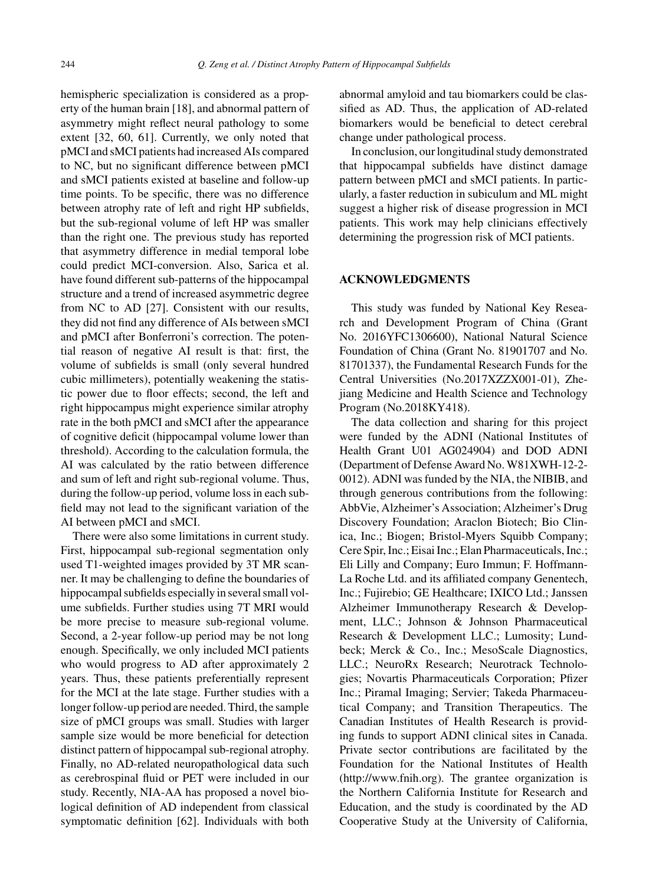hemispheric specialization is considered as a property of the human brain [18], and abnormal pattern of asymmetry might reflect neural pathology to some extent [32, 60, 61]. Currently, we only noted that pMCI and sMCI patients had increased AIs compared to NC, but no significant difference between pMCI and sMCI patients existed at baseline and follow-up time points. To be specific, there was no difference between atrophy rate of left and right HP subfields, but the sub-regional volume of left HP was smaller than the right one. The previous study has reported that asymmetry difference in medial temporal lobe could predict MCI-conversion. Also, Sarica et al. have found different sub-patterns of the hippocampal structure and a trend of increased asymmetric degree from NC to AD [27]. Consistent with our results, they did not find any difference of AIs between sMCI and pMCI after Bonferroni's correction. The potential reason of negative AI result is that: first, the volume of subfields is small (only several hundred cubic millimeters), potentially weakening the statistic power due to floor effects; second, the left and right hippocampus might experience similar atrophy rate in the both pMCI and sMCI after the appearance of cognitive deficit (hippocampal volume lower than threshold). According to the calculation formula, the AI was calculated by the ratio between difference and sum of left and right sub-regional volume. Thus, during the follow-up period, volume loss in each subfield may not lead to the significant variation of the AI between pMCI and sMCI.

There were also some limitations in current study. First, hippocampal sub-regional segmentation only used T1-weighted images provided by 3T MR scanner. It may be challenging to define the boundaries of hippocampal subfields especially in several small volume subfields. Further studies using 7T MRI would be more precise to measure sub-regional volume. Second, a 2-year follow-up period may be not long enough. Specifically, we only included MCI patients who would progress to AD after approximately 2 years. Thus, these patients preferentially represent for the MCI at the late stage. Further studies with a longer follow-up period are needed. Third, the sample size of pMCI groups was small. Studies with larger sample size would be more beneficial for detection distinct pattern of hippocampal sub-regional atrophy. Finally, no AD-related neuropathological data such as cerebrospinal fluid or PET were included in our study. Recently, NIA-AA has proposed a novel biological definition of AD independent from classical symptomatic definition [62]. Individuals with both abnormal amyloid and tau biomarkers could be classified as AD. Thus, the application of AD-related biomarkers would be beneficial to detect cerebral change under pathological process.

In conclusion, our longitudinal study demonstrated that hippocampal subfields have distinct damage pattern between pMCI and sMCI patients. In particularly, a faster reduction in subiculum and ML might suggest a higher risk of disease progression in MCI patients. This work may help clinicians effectively determining the progression risk of MCI patients.

## ACKNOWLEDGMENTS

This study was funded by National Key Research and Development Program of China (Grant No. 2016YFC1306600), National Natural Science Foundation of China (Grant No. 81901707 and No. 81701337), the Fundamental Research Funds for the Central Universities (No.2017XZZX001-01), Zhejiang Medicine and Health Science and Technology Program (No.2018KY418).

The data collection and sharing for this project were funded by the ADNI (National Institutes of Health Grant U01 AG024904) and DOD ADNI (Department of Defense Award No. W81XWH-12-2-0012). ADNI was funded by the NIA, the NIBIB, and through generous contributions from the following: AbbVie, Alzheimer's Association; Alzheimer's Drug Discovery Foundation; Araclon Biotech; Bio Clinica, Inc.; Biogen; Bristol-Myers Squibb Company; Cere Spir, Inc.; Eisai Inc.; Elan Pharmaceuticals, Inc.; Eli Lilly and Company; Euro Immun; F. Hoffmann-La Roche Ltd. and its affiliated company Genentech, Inc.; Fujirebio; GE Healthcare; IXICO Ltd.; Janssen Alzheimer Immunotherapy Research & Development, LLC.; Johnson & Johnson Pharmaceutical Research & Development LLC.; Lumosity; Lundbeck; Merck & Co., Inc.; MesoScale Diagnostics, LLC.; NeuroRx Research; Neurotrack Technologies; Novartis Pharmaceuticals Corporation; Pfizer Inc.; Piramal Imaging; Servier; Takeda Pharmaceutical Company; and Transition Therapeutics. The Canadian Institutes of Health Research is providing funds to support ADNI clinical sites in Canada. Private sector contributions are facilitated by the Foundation for the National Institutes of Health (http://www.fnih.org). The grantee organization is the Northern California Institute for Research and Education, and the study is coordinated by the AD Cooperative Study at the University of California,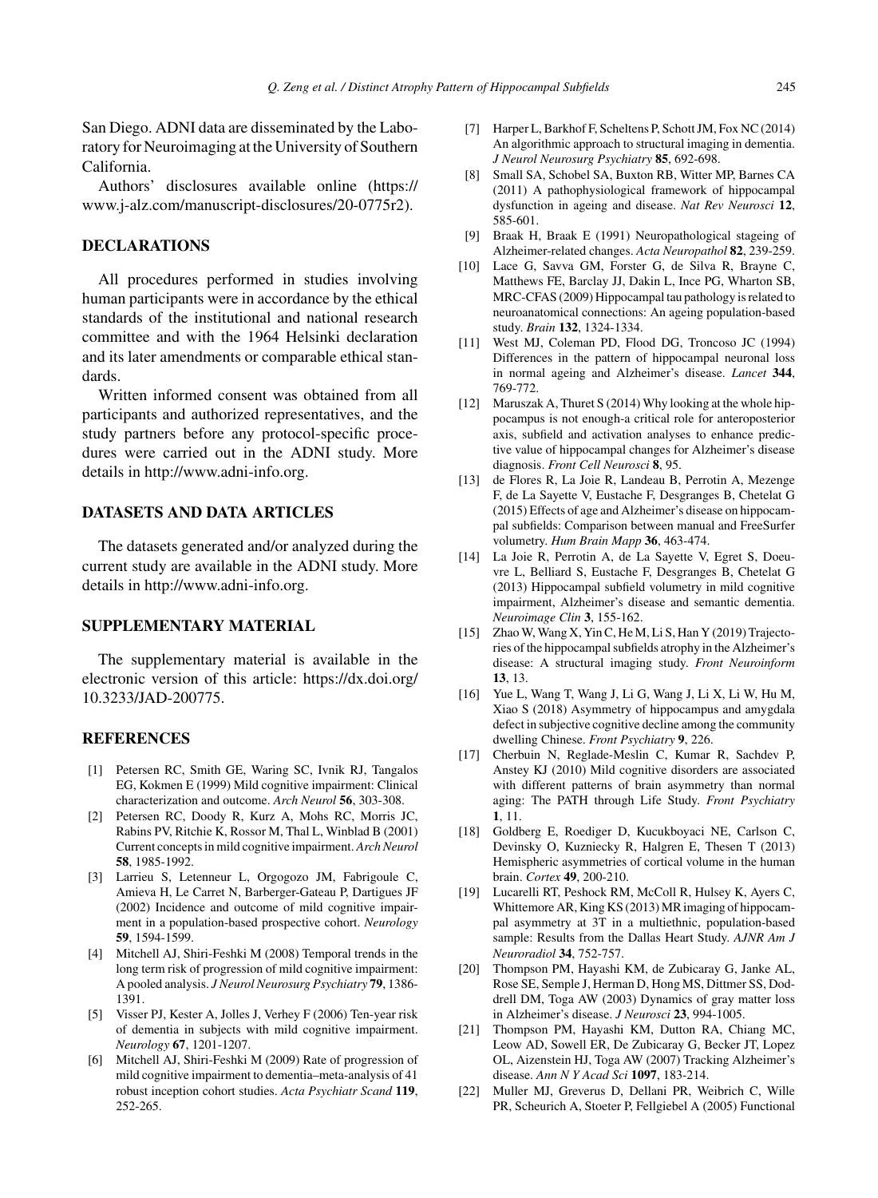San Diego. ADNI data are disseminated by the Laboratory for Neuroimaging at the University of Southern California.

Authors' disclosures available online (https://www.j-alz.com/manuscript-disclosures/20-0775r2).

## DECLARATIONS

All procedures performed in studies involving human participants were in accordance by the ethical standards of the institutional and national research committee and with the 1964 Helsinki declaration and its later amendments or comparable ethical standards.

Written informed consent was obtained from all participants and authorized representatives, and the study partners before any protocol-specific procedures were carried out in the ADNI study. More details in http://www.adni-info.org.

## DATASETS AND DATA ARTICLES

The datasets generated and/or analyzed during the current study are available in the ADNI study. More details in http://www.adni-info.org.

## SUPPLEMENTARY MATERIAL

The supplementary material is available in the electronic version of this article: https://dx.doi.org/10.3233/JAD-200775.

## REFERENCES

[1] Petersen RC, Smith GE, Waring SC, Ivnik RJ, Tangalos EG, Kokmen E (1999) Mild cognitive impairment: Clinical characterization and outcome. *Arch Neurol* **56**, 303-308.

[2] Petersen RC, Doody R, Kurz A, Mohs RC, Morris JC, Rabins PV, Ritchie K, Rossor M, Thal L, Winblad B (2001) Current concepts in mild cognitive impairment. *Arch Neurol* **58**, 1985-1992.

[3] Larrieu S, Letenneur L, Orgogozo JM, Fabrigoule C, Amieva H, Le Carret N, Barberger-Gateau P, Dartigues JF (2002) Incidence and outcome of mild cognitive impairment in a population-based prospective cohort. *Neurology* **59**, 1594-1599.

[4] Mitchell AJ, Shiri-Feshki M (2008) Temporal trends in the long term risk of progression of mild cognitive impairment: A pooled analysis. *J Neurol Neurosurg Psychiatry* **79**, 1386-1391.

[5] Visser PJ, Kester A, Jolles J, Verhey F (2006) Ten-year risk of dementia in subjects with mild cognitive impairment. *Neurology* **67**, 1201-1207.

[6] Mitchell AJ, Shiri-Feshki M (2009) Rate of progression of mild cognitive impairment to dementia–meta-analysis of 41 robust inception cohort studies. *Acta Psychiatr Scand* **119**, 252-265.

[7] Harper L, Barkhof F, Scheltens P, Schott JM, Fox NC (2014) An algorithmic approach to structural imaging in dementia. *J Neurol Neurosurg Psychiatry* **85**, 692-698.

[8] Small SA, Schobel SA, Buxton RB, Witter MP, Barnes CA (2011) A pathophysiological framework of hippocampal dysfunction in ageing and disease. *Nat Rev Neurosci* **12**, 585-601.

[9] Braak H, Braak E (1991) Neuropathological stageing of Alzheimer-related changes. *Acta Neuropathol* **82**, 239-259.

[10] Lace G, Savva GM, Forster G, de Silva R, Brayne C, Matthews FE, Barclay JJ, Dakin L, Ince PG, Wharton SB, MRC-CFAS (2009) Hippocampal tau pathology is related to neuroanatomical connections: An ageing population-based study. *Brain* **132**, 1324-1334.

[11] West MJ, Coleman PD, Flood DG, Troncoso JC (1994) Differences in the pattern of hippocampal neuronal loss in normal ageing and Alzheimer's disease. *Lancet* **344**, 769-772.

[12] Maruszak A, Thuret S (2014) Why looking at the whole hippocampus is not enough-a critical role for anteroposterior axis, subfield and activation analyses to enhance predictive value of hippocampal changes for Alzheimer's disease diagnosis. *Front Cell Neurosci* **8**, 95.

[13] de Flores R, La Joie R, Landeau B, Perrotin A, Mezenge F, de La Sayette V, Eustache F, Desgranges B, Chetelat G (2015) Effects of age and Alzheimer's disease on hippocampal subfields: Comparison between manual and FreeSurfer volumetry. *Hum Brain Mapp* **36**, 463-474.

[14] La Joie R, Perrotin A, de La Sayette V, Egret S, Doeuvre L, Belliard S, Eustache F, Desgranges B, Chetelat G (2013) Hippocampal subfield volumetry in mild cognitive impairment, Alzheimer's disease and semantic dementia. *Neuroimage Clin* **3**, 155-162.

[15] Zhao W, Wang X, Yin C, He M, Li S, Han Y (2019) Trajectories of the hippocampal subfields atrophy in the Alzheimer's disease: A structural imaging study. *Front Neuroinform* **13**, 13.

[16] Yue L, Wang T, Wang J, Li G, Wang J, Li X, Li W, Hu M, Xiao S (2018) Asymmetry of hippocampus and amygdala defect in subjective cognitive decline among the community dwelling Chinese. *Front Psychiatry* **9**, 226.

[17] Cherbuin N, Reglade-Meslin C, Kumar R, Sachdev P, Anstey KJ (2010) Mild cognitive disorders are associated with different patterns of brain asymmetry than normal aging: The PATH through Life Study. *Front Psychiatry* **1**, 11.

[18] Goldberg E, Roediger D, Kucukboyaci NE, Carlson C, Devinsky O, Kuzniecky R, Halgren E, Thesen T (2013) Hemispheric asymmetries of cortical volume in the human brain. *Cortex* **49**, 200-210.

[19] Lucarelli RT, Peshock RM, McColl R, Hulsey K, Ayers C, Whittemore AR, King KS (2013) MR imaging of hippocampal asymmetry at 3T in a multiethnic, population-based sample: Results from the Dallas Heart Study. *AJNR Am J Neuroradiol* **34**, 752-757.

[20] Thompson PM, Hayashi KM, de Zubicaray G, Janke AL, Rose SE, Semple J, Herman D, Hong MS, Dittmer SS, Doddrell DM, Toga AW (2003) Dynamics of gray matter loss in Alzheimer's disease. *J Neurosci* **23**, 994-1005.

[21] Thompson PM, Hayashi KM, Dutton RA, Chiang MC, Leow AD, Sowell ER, De Zubicaray G, Becker JT, Lopez OL, Aizenstein HJ, Toga AW (2007) Tracking Alzheimer's disease. *Ann N Y Acad Sci* **1097**, 183-214.

[22] Muller MJ, Greverus D, Dellani PR, Weibrich C, Wille PR, Scheurich A, Stoeter P, Fellgiebel A (2005) Functional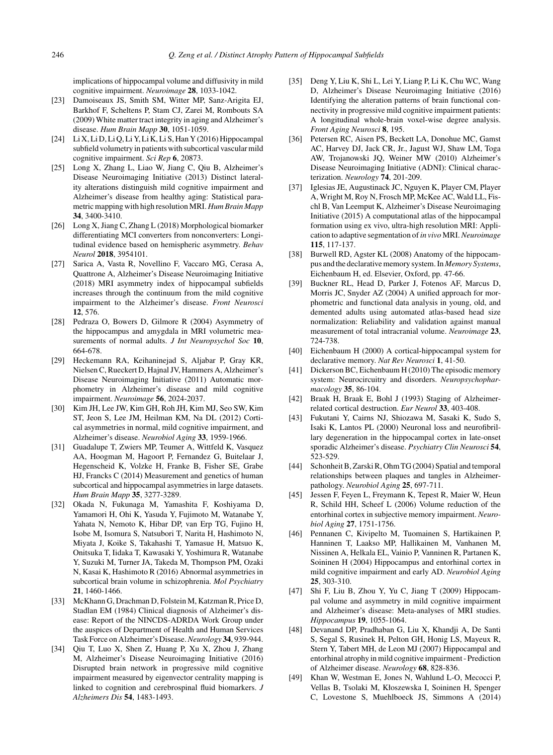implications of hippocampal volume and diffusivity in mild cognitive impairment. *Neuroimage* **28**, 1033-1042.

[23] Damoiseaux JS, Smith SM, Witter MP, Sanz-Arigita EJ, Barkhof F, Scheltens P, Stam CJ, Zarei M, Rombouts SA (2009) White matter tract integrity in aging and Alzheimer's disease. *Hum Brain Mapp* **30**, 1051-1059.

[24] Li X, Li D, Li Q, Li Y, Li K, Li S, Han Y (2016) Hippocampal subfield volumetry in patients with subcortical vascular mild cognitive impairment. *Sci Rep* **6**, 20873.

[25] Long X, Zhang L, Liao W, Jiang C, Qiu B, Alzheimer's Disease Neuroimaging Initiative (2013) Distinct laterality alterations distinguish mild cognitive impairment and Alzheimer's disease from healthy aging: Statistical parametric mapping with high resolution MRI. *Hum Brain Mapp* **34**, 3400-3410.

[26] Long X, Jiang C, Zhang L (2018) Morphological biomarker differentiating MCI converters from nonconverters: Longitudinal evidence based on hemispheric asymmetry. *Behav Neurol* **2018**, 3954101.

[27] Sarica A, Vasta R, Novellino F, Vaccaro MG, Cerasa A, Quattrone A, Alzheimer's Disease Neuroimaging Initiative (2018) MRI asymmetry index of hippocampal subfields increases through the continuum from the mild cognitive impairment to the Alzheimer's disease. *Front Neurosci* **12**, 576.

[28] Pedraza O, Bowers D, Gilmore R (2004) Asymmetry of the hippocampus and amygdala in MRI volumetric measurements of normal adults. *J Int Neuropsychol Soc* **10**, 664-678.

[29] Heckemann RA, Keihaninejad S, Aljabar P, Gray KR, Nielsen C, Rueckert D, Hajnal JV, Hammers A, Alzheimer's Disease Neuroimaging Initiative (2011) Automatic morphometry in Alzheimer's disease and mild cognitive impairment. *Neuroimage* **56**, 2024-2037.

[30] Kim JH, Lee JW, Kim GH, Roh JH, Kim MJ, Seo SW, Kim ST, Jeon S, Lee JM, Heilman KM, Na DL (2012) Cortical asymmetries in normal, mild cognitive impairment, and Alzheimer's disease. *Neurobiol Aging* **33**, 1959-1966.

[31] Guadalupe T, Zwiers MP, Teumer A, Wittfeld K, Vasquez AA, Hoogman M, Hagoort P, Fernandez G, Buitelaar J, Hegenscheid K, Volzke H, Franke B, Fisher SE, Grabe HJ, Francks C (2014) Measurement and genetics of human subcortical and hippocampal asymmetries in large datasets. *Hum Brain Mapp* **35**, 3277-3289.

[32] Okada N, Fukunaga M, Yamashita F, Koshiyama D, Yamamori H, Ohi K, Yasuda Y, Fujimoto M, Watanabe Y, Yahata N, Nemoto K, Hibar DP, van Erp TG, Fujino H, Isobe M, Isomura S, Natsubori T, Narita H, Hashimoto N, Miyata J, Koike S, Takahashi T, Yamasue H, Matsuo K, Onitsuka T, Iidaka T, Kawasaki Y, Yoshimura R, Watanabe Y, Suzuki M, Turner JA, Takeda M, Thompson PM, Ozaki N, Kasai K, Hashimoto R (2016) Abnormal asymmetries in subcortical brain volume in schizophrenia. *Mol Psychiatry* **21**, 1460-1466.

[33] McKhann G, Drachman D, Folstein M, Katzman R, Price D, Stadlan EM (1984) Clinical diagnosis of Alzheimer's disease: Report of the NINCDS-ADRDA Work Group under the auspices of Department of Health and Human Services Task Force on Alzheimer's Disease. *Neurology* **34**, 939-944.

[34] Qiu T, Luo X, Shen Z, Huang P, Xu X, Zhou J, Zhang M, Alzheimer's Disease Neuroimaging Initiative (2016) Disrupted brain network in progressive mild cognitive impairment measured by eigenvector centrality mapping is linked to cognition and cerebrospinal fluid biomarkers. *J Alzheimers Dis* **54**, 1483-1493.

[35] Deng Y, Liu K, Shi L, Lei Y, Liang P, Li K, Chu WC, Wang D, Alzheimer's Disease Neuroimaging Initiative (2016) Identifying the alteration patterns of brain functional connectivity in progressive mild cognitive impairment patients: A longitudinal whole-brain voxel-wise degree analysis. *Front Aging Neurosci* **8**, 195.

[36] Petersen RC, Aisen PS, Beckett LA, Donohue MC, Gamst AC, Harvey DJ, Jack CR, Jr., Jagust WJ, Shaw LM, Toga AW, Trojanowski JQ, Weiner MW (2010) Alzheimer's Disease Neuroimaging Initiative (ADNI): Clinical characterization. *Neurology* **74**, 201-209.

[37] Iglesias JE, Augustinack JC, Nguyen K, Player CM, Player A, Wright M, Roy N, Frosch MP, McKee AC, Wald LL, Fischl B, Van Leemput K, Alzheimer's Disease Neuroimaging Initiative (2015) A computational atlas of the hippocampal formation using ex vivo, ultra-high resolution MRI: Application to adaptive segmentation of *in vivo* MRI. *Neuroimage* **115**, 117-137.

[38] Burwell RD, Agster KL (2008) Anatomy of the hippocampus and the declarative memory system. In *Memory Systems*, Eichenbaum H, ed. Elsevier, Oxford, pp. 47-66.

[39] Buckner RL, Head D, Parker J, Fotenos AF, Marcus D, Morris JC, Snyder AZ (2004) A unified approach for morphometric and functional data analysis in young, old, and demented adults using automated atlas-based head size normalization: Reliability and validation against manual measurement of total intracranial volume. *Neuroimage* **23**, 724-738.

[40] Eichenbaum H (2000) A cortical-hippocampal system for declarative memory. *Nat Rev Neurosci* **1**, 41-50.

[41] Dickerson BC, Eichenbaum H (2010) The episodic memory system: Neurocircuitry and disorders. *Neuropsychopharmacology* **35**, 86-104.

[42] Braak H, Braak E, Bohl J (1993) Staging of Alzheimer-related cortical destruction. *Eur Neurol* **33**, 403-408.

[43] Fukutani Y, Cairns NJ, Shiozawa M, Sasaki K, Sudo S, Isaki K, Lantos PL (2000) Neuronal loss and neurofibrillary degeneration in the hippocampal cortex in late-onset sporadic Alzheimer's disease. *Psychiatry Clin Neurosci* **54**, 523-529.

[44] Schonheit B, Zarski R, Ohm TG (2004) Spatial and temporal relationships between plaques and tangles in Alzheimer-pathology. *Neurobiol Aging* **25**, 697-711.

[45] Jessen F, Feyen L, Freymann K, Tepest R, Maier W, Heun R, Schild HH, Scheef L (2006) Volume reduction of the entorhinal cortex in subjective memory impairment. *Neurobiol Aging* **27**, 1751-1756.

[46] Pennanen C, Kivipelto M, Tuomainen S, Hartikainen P, Hanninen T, Laakso MP, Hallikainen M, Vanhanen M, Nissinen A, Helkala EL, Vainio P, Vanninen R, Partanen K, Soininen H (2004) Hippocampus and entorhinal cortex in mild cognitive impairment and early AD. *Neurobiol Aging* **25**, 303-310.

[47] Shi F, Liu B, Zhou Y, Yu C, Jiang T (2009) Hippocampal volume and asymmetry in mild cognitive impairment and Alzheimer's disease: Meta-analyses of MRI studies. *Hippocampus* **19**, 1055-1064.

[48] Devanand DP, Pradhaban G, Liu X, Khandji A, De Santi S, Segal S, Rusinek H, Pelton GH, Honig LS, Mayeux R, Stern Y, Tabert MH, de Leon MJ (2007) Hippocampal and entorhinal atrophy in mild cognitive impairment - Prediction of Alzheimer disease. *Neurology* **68**, 828-836.

[49] Khan W, Westman E, Jones N, Wahlund L-O, Mecocci P, Vellas B, Tsolaki M, Kłoszewska I, Soininen H, Spenger C, Lovestone S, Muehlboeck JS, Simmons A (2014)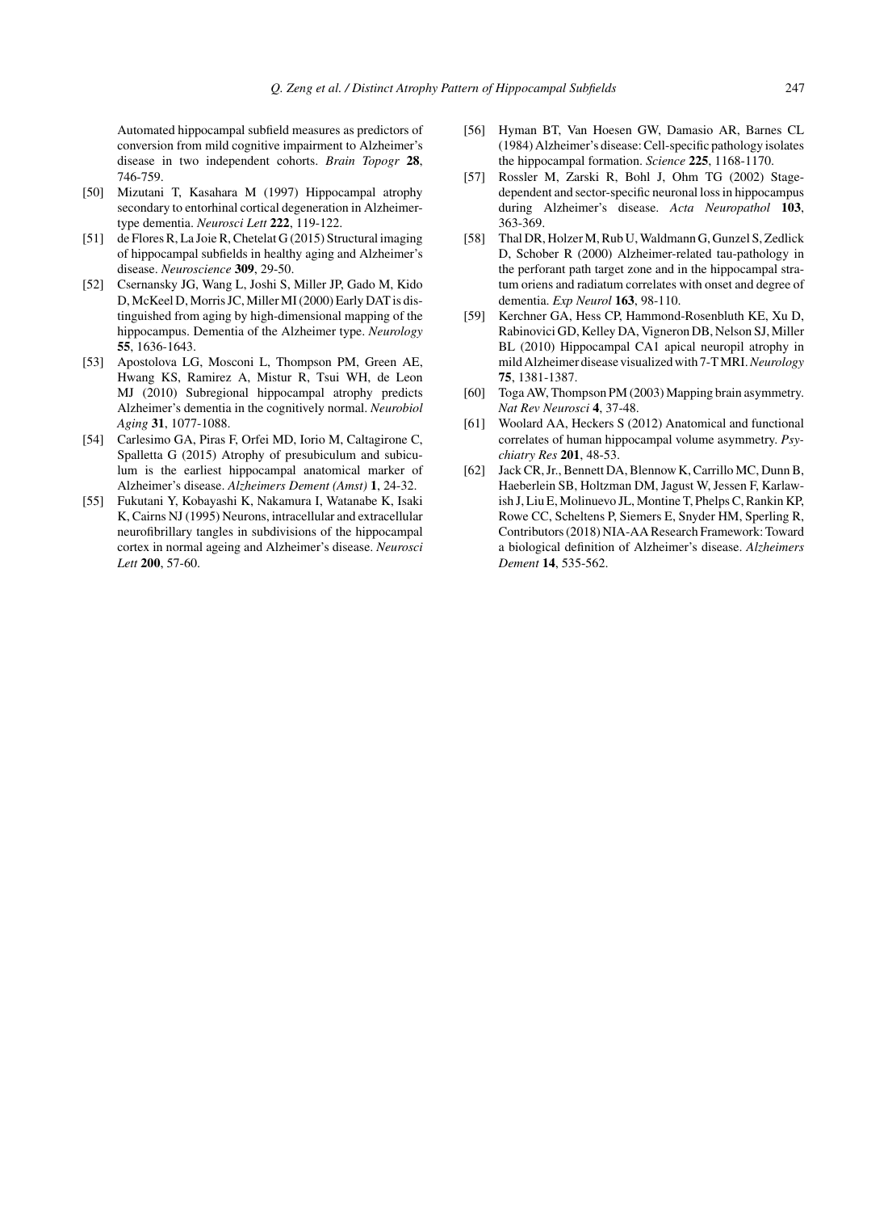Automated hippocampal subfield measures as predictors of conversion from mild cognitive impairment to Alzheimer's disease in two independent cohorts. *Brain Topogr* **28**, 746-759.

[50] Mizutani T, Kasahara M (1997) Hippocampal atrophy secondary to entorhinal cortical degeneration in Alzheimer-type dementia. *Neurosci Lett* **222**, 119-122.

[51] de Flores R, La Joie R, Chetelat G (2015) Structural imaging of hippocampal subfields in healthy aging and Alzheimer's disease. *Neuroscience* **309**, 29-50.

[52] Csernansky JG, Wang L, Joshi S, Miller JP, Gado M, Kido D, McKeel D, Morris JC, Miller MI (2000) Early DAT is distinguished from aging by high-dimensional mapping of the hippocampus. Dementia of the Alzheimer type. *Neurology* **55**, 1636-1643.

[53] Apostolova LG, Mosconi L, Thompson PM, Green AE, Hwang KS, Ramirez A, Mistur R, Tsui WH, de Leon MJ (2010) Subregional hippocampal atrophy predicts Alzheimer's dementia in the cognitively normal. *Neurobiol Aging* **31**, 1077-1088.

[54] Carlesimo GA, Piras F, Orfei MD, Iorio M, Caltagirone C, Spalletta G (2015) Atrophy of presubiculum and subiculum is the earliest hippocampal anatomical marker of Alzheimer's disease. *Alzheimers Dement (Amst)* **1**, 24-32.

[55] Fukutani Y, Kobayashi K, Nakamura I, Watanabe K, Isaki K, Cairns NJ (1995) Neurons, intracellular and extracellular neurofibrillary tangles in subdivisions of the hippocampal cortex in normal ageing and Alzheimer's disease. *Neurosci Lett* **200**, 57-60.

[56] Hyman BT, Van Hoesen GW, Damasio AR, Barnes CL (1984) Alzheimer's disease: Cell-specific pathology isolates the hippocampal formation. *Science* **225**, 1168-1170.

[57] Rossler M, Zarski R, Bohl J, Ohm TG (2002) Stage-dependent and sector-specific neuronal loss in hippocampus during Alzheimer's disease. *Acta Neuropathol* **103**, 363-369.

[58] Thal DR, Holzer M, Rub U, Waldmann G, Gunzel S, Zedlick D, Schober R (2000) Alzheimer-related tau-pathology in the perforant path target zone and in the hippocampal stratum oriens and radiatum correlates with onset and degree of dementia. *Exp Neurol* **163**, 98-110.

[59] Kerchner GA, Hess CP, Hammond-Rosenbluth KE, Xu D, Rabinovici GD, Kelley DA, Vigneron DB, Nelson SJ, Miller BL (2010) Hippocampal CA1 apical neuropil atrophy in mild Alzheimer disease visualized with 7-T MRI. *Neurology* **75**, 1381-1387.

[60] Toga AW, Thompson PM (2003) Mapping brain asymmetry. *Nat Rev Neurosci* **4**, 37-48.

[61] Woolard AA, Heckers S (2012) Anatomical and functional correlates of human hippocampal volume asymmetry. *Psychiatry Res* **201**, 48-53.

[62] Jack CR, Jr., Bennett DA, Blennow K, Carrillo MC, Dunn B, Haeberlein SB, Holtzman DM, Jagust W, Jessen F, Karlawish J, Liu E, Molinuevo JL, Montine T, Phelps C, Rankin KP, Rowe CC, Scheltens P, Siemers E, Snyder HM, Sperling R, Contributors (2018) NIA-AA Research Framework: Toward a biological definition of Alzheimer's disease. *Alzheimers Dement* **14**, 535-562.